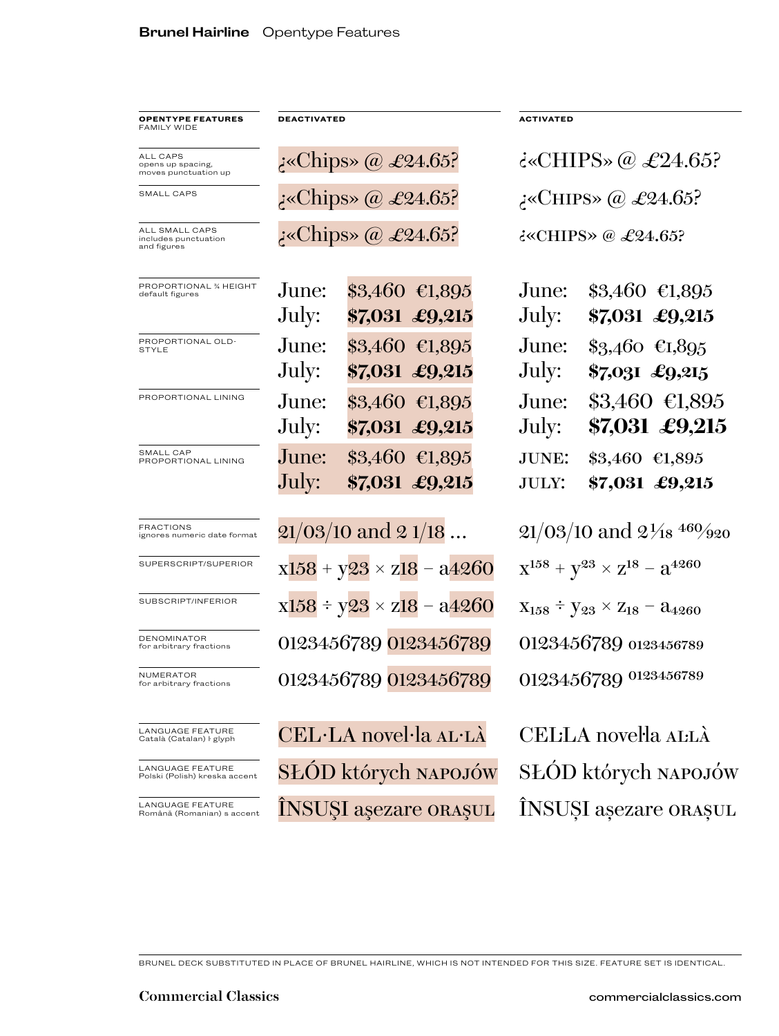**Brunel Hairline** Opentype Features

| OPENTYPE FEATURES FAMILY WIDE | DEACTIVATED | ACTIVATED |
|---|---|---|
| ALL CAPS opens up spacing, moves punctuation up | ¿«Chips» @ £24.65? | ¿«CHIPS» @ £24.65? |
| SMALL CAPS | ¿«Chips» @ £24.65? | ¿«CHIPS» @ £24.65? |
| ALL SMALL CAPS includes punctuation and figures | ¿«Chips» @ £24.65? | ¿«CHIPS» @ £24.65? |
| PROPORTIONAL ¾ HEIGHT default figures | June: $3,460 €1,895<br>July: **$7,031 £9,215** | June: $3,460 €1,895<br>July: **$7,031 £9,215** |
| PROPORTIONAL OLD-STYLE | June: $3,460 €1,895<br>July: **$7,031 £9,215** | June: $3,460 €1,895<br>July: **$7,031 £9,215** |
| PROPORTIONAL LINING | June: $3,460 €1,895<br>July: **$7,031 £9,215** | June: $3,460 €1,895<br>July: **$7,031 £9,215** |
| SMALL CAP PROPORTIONAL LINING | June: $3,460 €1,895<br>July: **$7,031 £9,215** | JUNE: $3,460 €1,895<br>JULY: **$7,031 £9,215** |
| FRACTIONS ignores numeric date format | 21/03/10 and 2 1/18 … | 21/03/10 and 2⅟18 460⁄920 |
| SUPERSCRIPT/SUPERIOR | x158 + y23 × z18 − a4260 | $x^{158} + y^{23} \times z^{18} - a^{4260}$ |
| SUBSCRIPT/INFERIOR | x158 ÷ y23 × z18 − a4260 | $x_{158} \div y_{23} \times z_{18} - a_{4260}$ |
| DENOMINATOR for arbitrary fractions | 0123456789 0123456789 | 0123456789 $_{0123456789}$ |
| NUMERATOR for arbitrary fractions | 0123456789 0123456789 | 0123456789 $^{0123456789}$ |
| LANGUAGE FEATURE Català (Catalan) ŀ glyph | CEL·LA novel·la AL·LÀ | CEĿLA noveŀla AĿLÀ |
| LANGUAGE FEATURE Polski (Polish) kreska accent | SŁÓD których NAPOJÓW | SŁÓD których NAPOJÓW |
| LANGUAGE FEATURE Română (Romanian) s accent | ÎNSUŞI aşezare ORAŞUL | ÎNSUȘI așezare ORAȘUL |

BRUNEL DECK SUBSTITUTED IN PLACE OF BRUNEL HAIRLINE, WHICH IS NOT INTENDED FOR THIS SIZE. FEATURE SET IS IDENTICAL.

**Commercial Classics** commercialclassics.com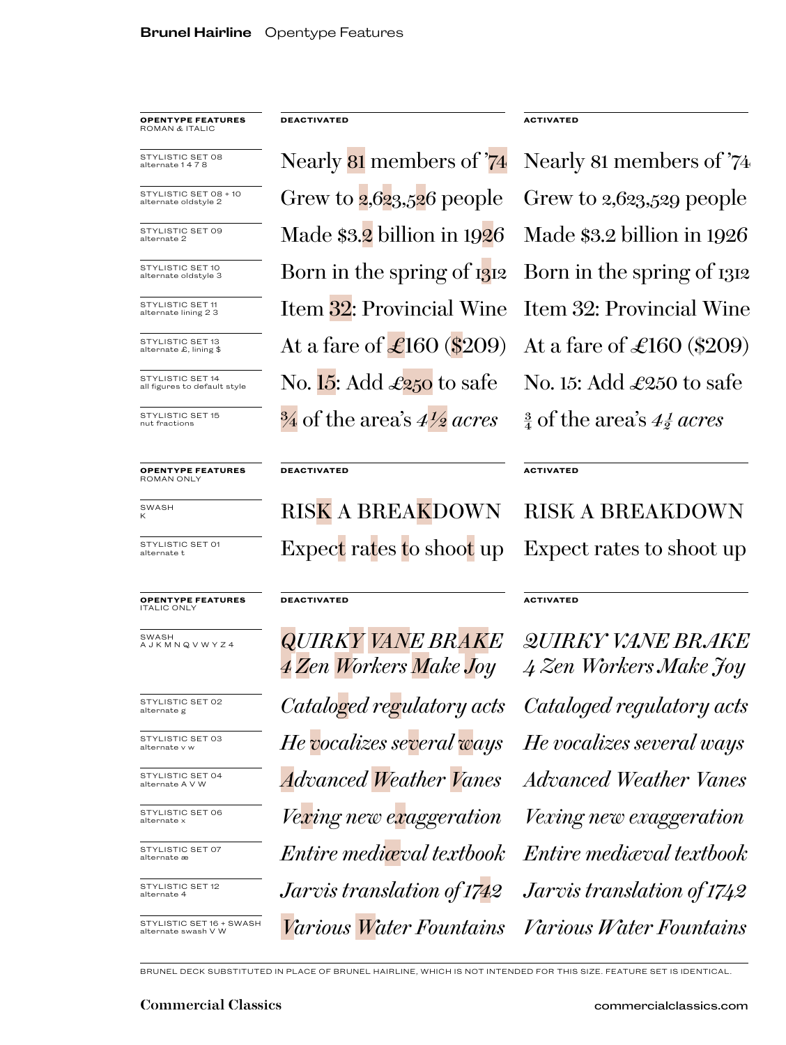**Brunel Hairline** Opentype Features

| OPENTYPE FEATURES ROMAN & ITALIC | DEACTIVATED | ACTIVATED |
| --- | --- | --- |
| STYLISTIC SET 08 alternate 1 4 7 8 | Nearly 81 members of '74 | Nearly 81 members of '74 |
| STYLISTIC SET 08 + 10 alternate oldstyle 2 | Grew to 2,623,526 people | Grew to 2,623,529 people |
| STYLISTIC SET 09 alternate 2 | Made $3.2 billion in 1926 | Made $3.2 billion in 1926 |
| STYLISTIC SET 10 alternate oldstyle 3 | Born in the spring of 1312 | Born in the spring of 1312 |
| STYLISTIC SET 11 alternate lining 2 3 | Item 32: Provincial Wine | Item 32: Provincial Wine |
| STYLISTIC SET 13 alternate £, lining $ | At a fare of £160 ($209) | At a fare of £160 ($209) |
| STYLISTIC SET 14 all figures to default style | No. 15: Add £250 to safe | No. 15: Add £250 to safe |
| STYLISTIC SET 15 nut fractions | ¾ of the area's *4½ acres* | ¾ of the area's *4½ acres* |

| OPENTYPE FEATURES ROMAN ONLY | DEACTIVATED | ACTIVATED |
| --- | --- | --- |
| SWASH K | RISK A BREAKDOWN | RISK A BREAKDOWN |
| STYLISTIC SET 01 alternate t | Expect rates to shoot up | Expect rates to shoot up |

| OPENTYPE FEATURES ITALIC ONLY | DEACTIVATED | ACTIVATED |
| --- | --- | --- |
| SWASH A J K M N Q V W Y Z 4 | *QUIRKY VANE BRAKE 4 Zen Workers Make Joy* | *QUIRKY VANE BRAKE 4 Zen Workers Make Joy* |
| STYLISTIC SET 02 alternate g | *Cataloged regulatory acts* | *Cataloged regulatory acts* |
| STYLISTIC SET 03 alternate v w | *He vocalizes several ways* | *He vocalizes several ways* |
| STYLISTIC SET 04 alternate A V W | *Advanced Weather Vanes* | *Advanced Weather Vanes* |
| STYLISTIC SET 06 alternate x | *Vexing new exaggeration* | *Vexing new exaggeration* |
| STYLISTIC SET 07 alternate æ | *Entire mediæval textbook* | *Entire mediæval textbook* |
| STYLISTIC SET 12 alternate 4 | *Jarvis translation of 1742* | *Jarvis translation of 1742* |
| STYLISTIC SET 16 + SWASH alternate swash V W | *Various Water Fountains* | *Various Water Fountains* |

BRUNEL DECK SUBSTITUTED IN PLACE OF BRUNEL HAIRLINE, WHICH IS NOT INTENDED FOR THIS SIZE. FEATURE SET IS IDENTICAL.

**Commercial Classics** commercialclassics.com